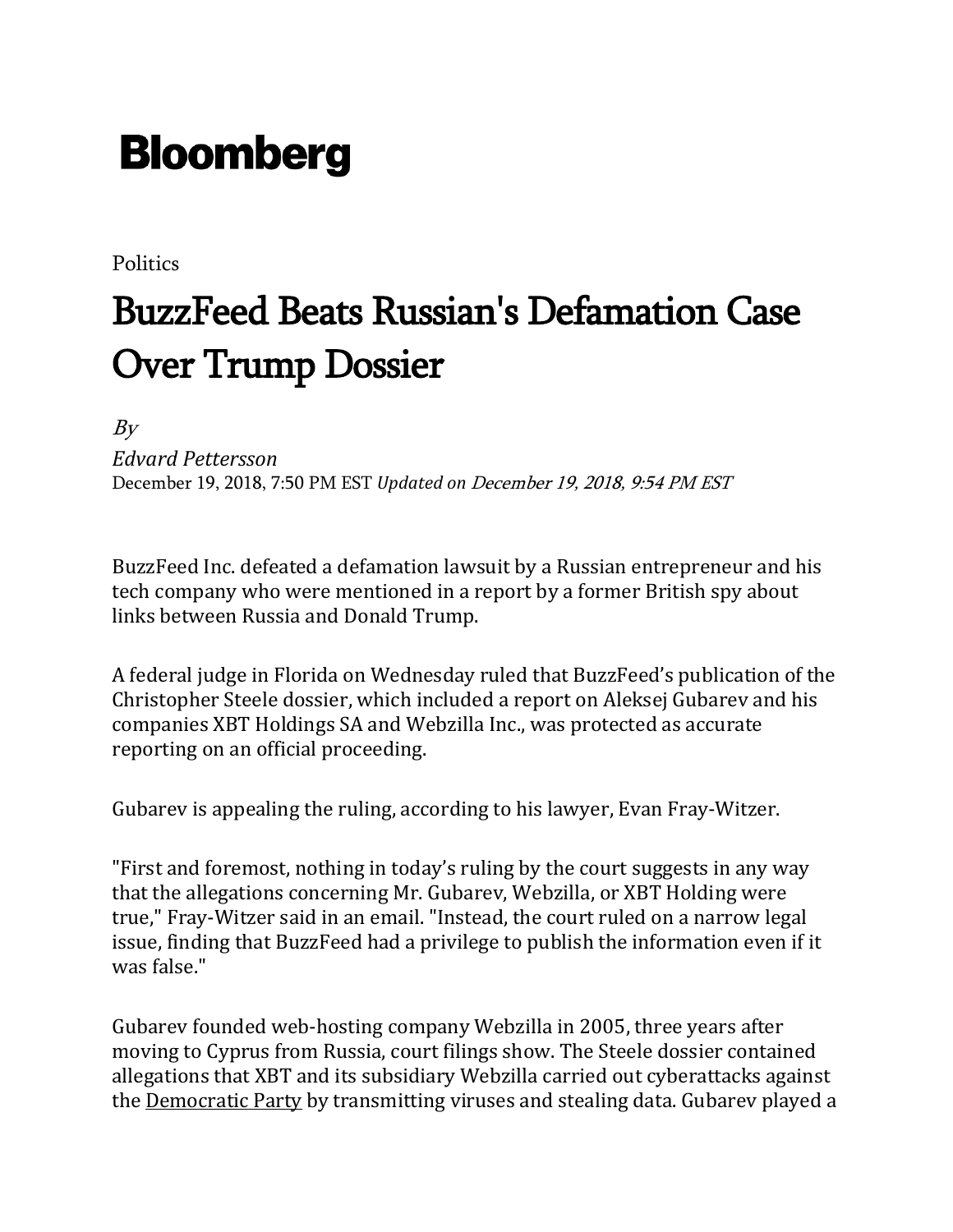# Bloomberg

Politics

## BuzzFeed Beats Russian's Defamation Case Over Trump Dossier

*By*

*Edvard Pettersson*

December 19, 2018, 7:50 PM EST *Updated on December 19, 2018, 9:54 PM EST*

BuzzFeed Inc. defeated a defamation lawsuit by a Russian entrepreneur and his tech company who were mentioned in a report by a former British spy about links between Russia and Donald Trump.

A federal judge in Florida on Wednesday ruled that BuzzFeed's publication of the Christopher Steele dossier, which included a report on Aleksej Gubarev and his companies XBT Holdings SA and Webzilla Inc., was protected as accurate reporting on an official proceeding.

Gubarev is appealing the ruling, according to his lawyer, Evan Fray-Witzer.

"First and foremost, nothing in today's ruling by the court suggests in any way that the allegations concerning Mr. Gubarev, Webzilla, or XBT Holding were true," Fray-Witzer said in an email. "Instead, the court ruled on a narrow legal issue, finding that BuzzFeed had a privilege to publish the information even if it was false."

Gubarev founded web-hosting company Webzilla in 2005, three years after moving to Cyprus from Russia, court filings show. The Steele dossier contained allegations that XBT and its subsidiary Webzilla carried out cyberattacks against the Democratic Party by transmitting viruses and stealing data. Gubarev played a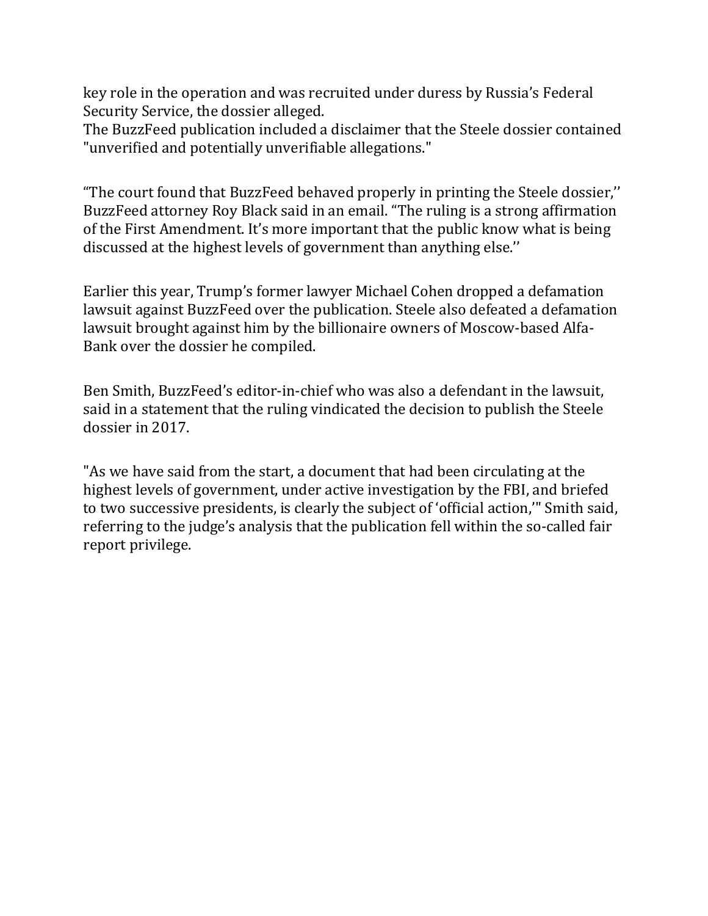key role in the operation and was recruited under duress by Russia's Federal Security Service, the dossier alleged.
The BuzzFeed publication included a disclaimer that the Steele dossier contained "unverified and potentially unverifiable allegations."

"The court found that BuzzFeed behaved properly in printing the Steele dossier,'' BuzzFeed attorney Roy Black said in an email. "The ruling is a strong affirmation of the First Amendment. It's more important that the public know what is being discussed at the highest levels of government than anything else.''

Earlier this year, Trump's former lawyer Michael Cohen dropped a defamation lawsuit against BuzzFeed over the publication. Steele also defeated a defamation lawsuit brought against him by the billionaire owners of Moscow-based Alfa-Bank over the dossier he compiled.

Ben Smith, BuzzFeed's editor-in-chief who was also a defendant in the lawsuit, said in a statement that the ruling vindicated the decision to publish the Steele dossier in 2017.

"As we have said from the start, a document that had been circulating at the highest levels of government, under active investigation by the FBI, and briefed to two successive presidents, is clearly the subject of 'official action,'" Smith said, referring to the judge's analysis that the publication fell within the so-called fair report privilege.